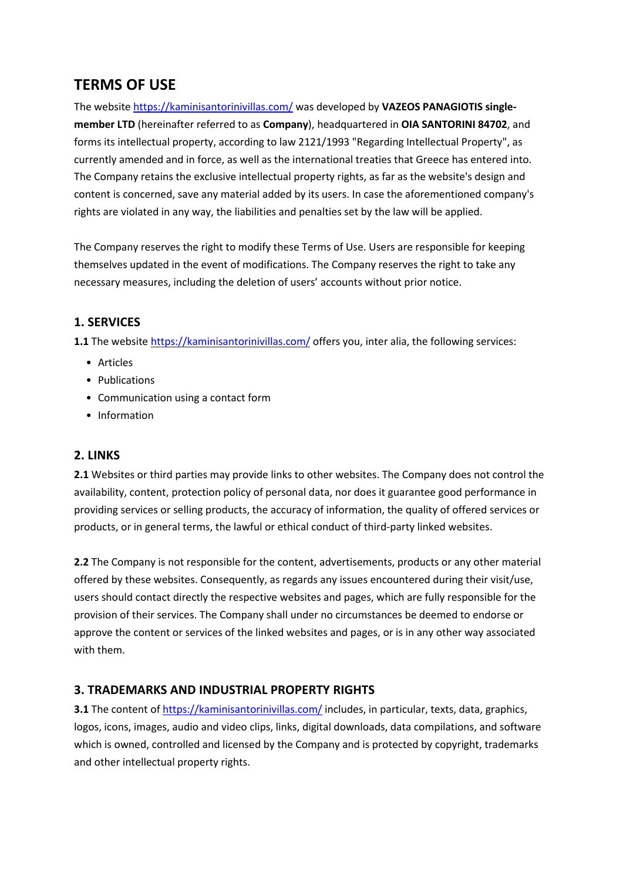# TERMS OF USE

The website https://kaminisantorinivillas.com/ was developed by **VAZEOS PANAGIOTIS single-member LTD** (hereinafter referred to as **Company**), headquartered in **OIA SANTORINI 84702**, and forms its intellectual property, according to law 2121/1993 "Regarding Intellectual Property", as currently amended and in force, as well as the international treaties that Greece has entered into. The Company retains the exclusive intellectual property rights, as far as the website's design and content is concerned, save any material added by its users. In case the aforementioned company's rights are violated in any way, the liabilities and penalties set by the law will be applied.

The Company reserves the right to modify these Terms of Use. Users are responsible for keeping themselves updated in the event of modifications. The Company reserves the right to take any necessary measures, including the deletion of users' accounts without prior notice.

## 1. SERVICES

**1.1** The website https://kaminisantorinivillas.com/ offers you, inter alia, the following services:

- Articles
- Publications
- Communication using a contact form
- Information

## 2. LINKS

**2.1** Websites or third parties may provide links to other websites. The Company does not control the availability, content, protection policy of personal data, nor does it guarantee good performance in providing services or selling products, the accuracy of information, the quality of offered services or products, or in general terms, the lawful or ethical conduct of third-party linked websites.

**2.2** The Company is not responsible for the content, advertisements, products or any other material offered by these websites. Consequently, as regards any issues encountered during their visit/use, users should contact directly the respective websites and pages, which are fully responsible for the provision of their services. The Company shall under no circumstances be deemed to endorse or approve the content or services of the linked websites and pages, or is in any other way associated with them.

## 3. TRADEMARKS AND INDUSTRIAL PROPERTY RIGHTS

**3.1** The content of https://kaminisantorinivillas.com/ includes, in particular, texts, data, graphics, logos, icons, images, audio and video clips, links, digital downloads, data compilations, and software which is owned, controlled and licensed by the Company and is protected by copyright, trademarks and other intellectual property rights.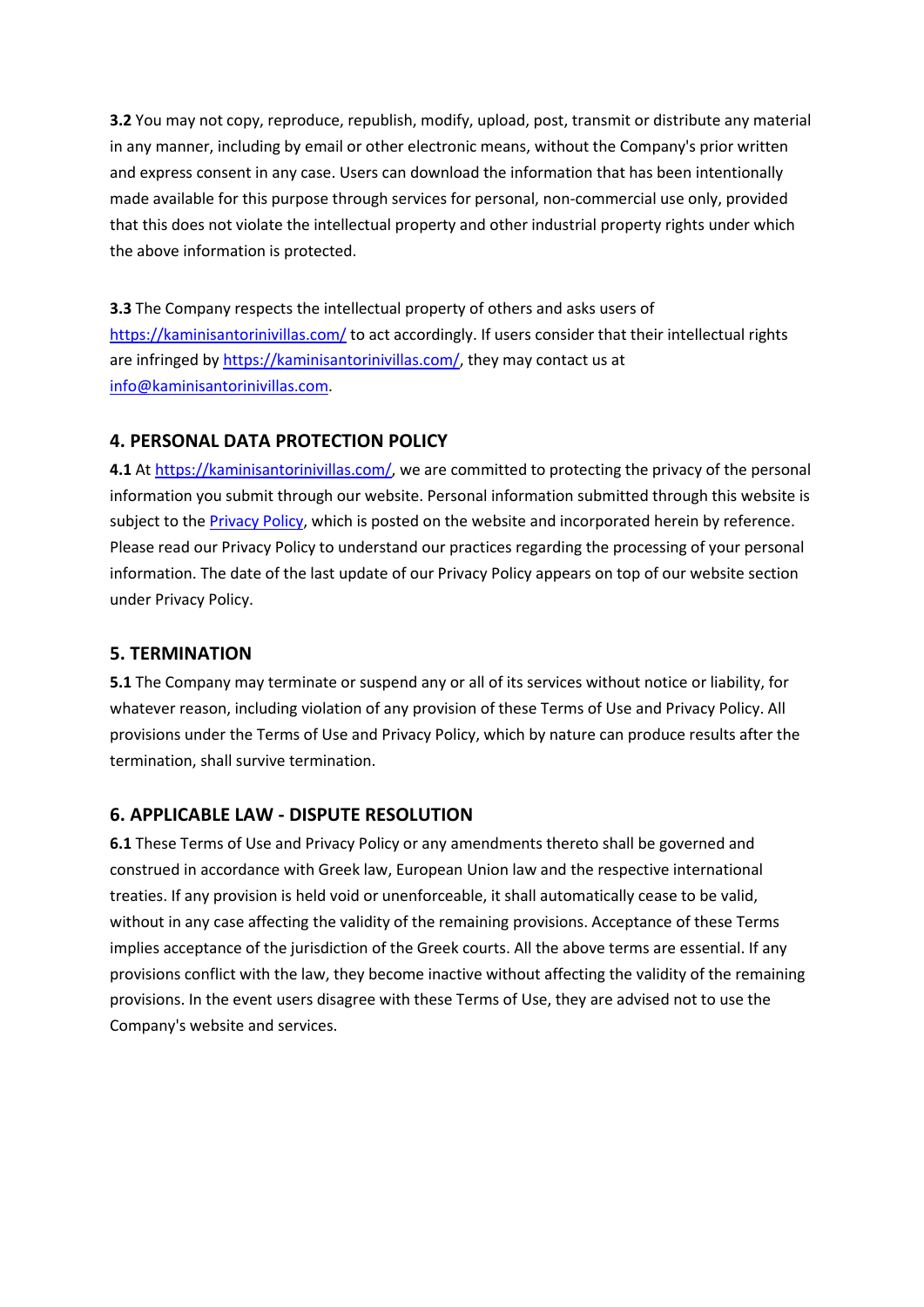**3.2** You may not copy, reproduce, republish, modify, upload, post, transmit or distribute any material in any manner, including by email or other electronic means, without the Company's prior written and express consent in any case. Users can download the information that has been intentionally made available for this purpose through services for personal, non-commercial use only, provided that this does not violate the intellectual property and other industrial property rights under which the above information is protected.

**3.3** The Company respects the intellectual property of others and asks users of [https://kaminisantorinivillas.com/](https://kaminisantorinivillas.com/) to act accordingly. If users consider that their intellectual rights are infringed by [https://kaminisantorinivillas.com/](https://kaminisantorinivillas.com/), they may contact us at [info@kaminisantorinivillas.com](mailto:info@kaminisantorinivillas.com).

## 4. PERSONAL DATA PROTECTION POLICY

**4.1** At [https://kaminisantorinivillas.com/](https://kaminisantorinivillas.com/), we are committed to protecting the privacy of the personal information you submit through our website. Personal information submitted through this website is subject to the Privacy Policy, which is posted on the website and incorporated herein by reference. Please read our Privacy Policy to understand our practices regarding the processing of your personal information. The date of the last update of our Privacy Policy appears on top of our website section under Privacy Policy.

## 5. TERMINATION

**5.1** The Company may terminate or suspend any or all of its services without notice or liability, for whatever reason, including violation of any provision of these Terms of Use and Privacy Policy. All provisions under the Terms of Use and Privacy Policy, which by nature can produce results after the termination, shall survive termination.

## 6. APPLICABLE LAW - DISPUTE RESOLUTION

**6.1** These Terms of Use and Privacy Policy or any amendments thereto shall be governed and construed in accordance with Greek law, European Union law and the respective international treaties. If any provision is held void or unenforceable, it shall automatically cease to be valid, without in any case affecting the validity of the remaining provisions. Acceptance of these Terms implies acceptance of the jurisdiction of the Greek courts. All the above terms are essential. If any provisions conflict with the law, they become inactive without affecting the validity of the remaining provisions. In the event users disagree with these Terms of Use, they are advised not to use the Company's website and services.